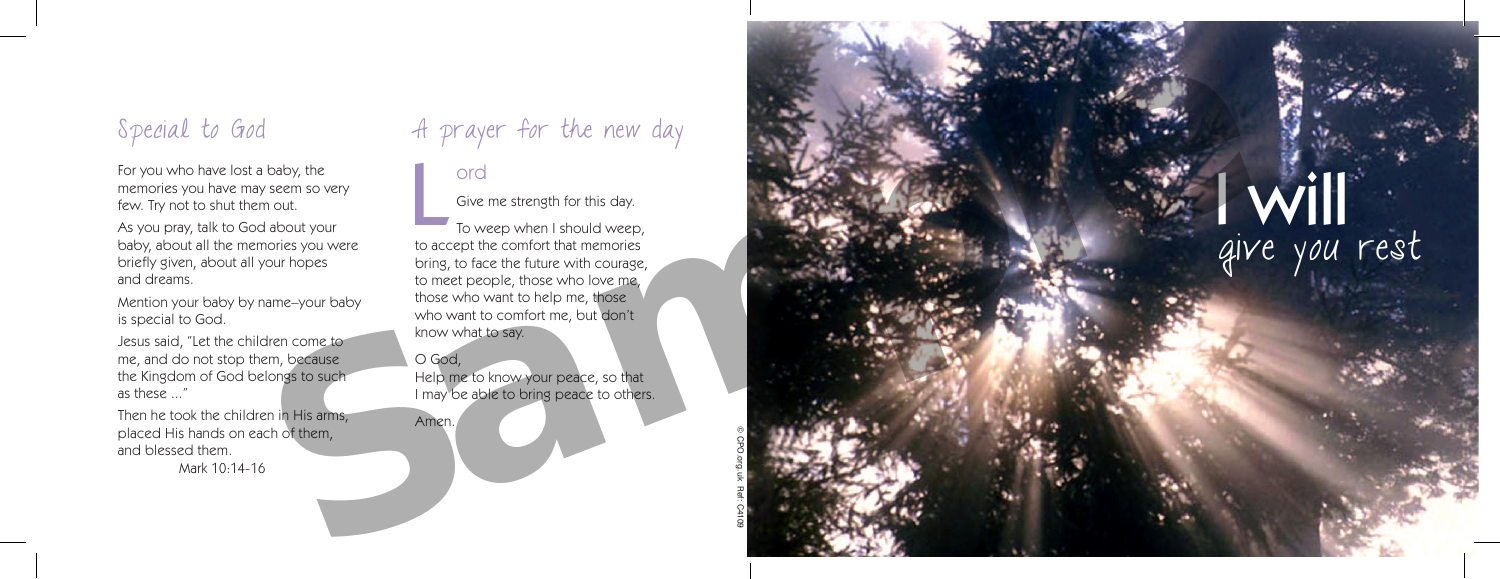## Special to God

For you who have lost a baby, the memories you have may seem so very few. Try not to shut them out.

As you pray, talk to God about your baby, about all the memories you were briefly given, about all your hopes and dreams.

Mention your baby by name–your baby is special to God.

Jesus said, "Let the children come to me, and do not stop them, because the Kingdom of God belongs to such as these ..."

Then he took the children in His arms, placed His hands on each of them, and blessed them.

Mark 10:14-16

## A prayer for the new day

Lord

Give me strength for this day.

To weep when I should weep, to accept the comfort that memories bring, to face the future with courage, to meet people, those who love me, those who want to help me, those who want to comfort me, but don't know what to say.

O God,
Help me to know your peace, so that I may be able to bring peace to others.

Amen.

© CPO.org.uk Ref: C4109

# I will give you rest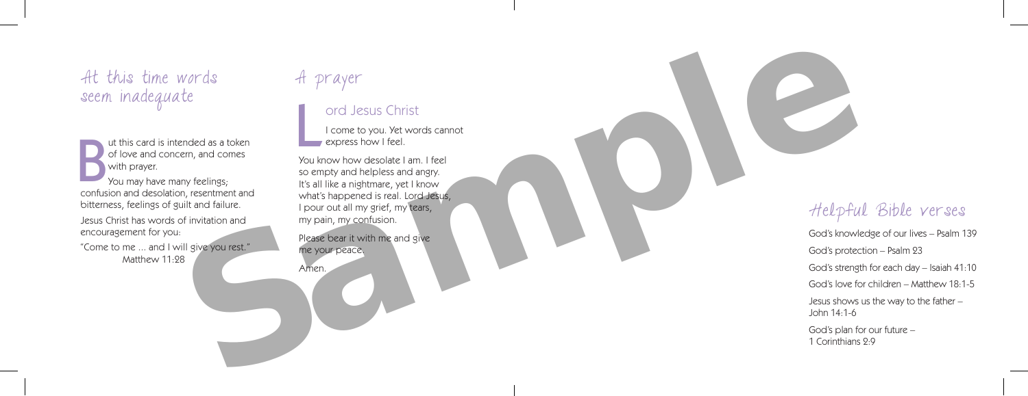## At this time words seem inadequate

But this card is intended as a token of love and concern, and comes with prayer.

You may have many feelings; confusion and desolation, resentment and bitterness, feelings of guilt and failure.

Jesus Christ has words of invitation and encouragement for you:

"Come to me … and I will give you rest."
Matthew 11:28

## A prayer

Lord Jesus Christ

I come to you. Yet words cannot express how I feel.

You know how desolate I am. I feel so empty and helpless and angry. It's all like a nightmare, yet I know what's happened is real. Lord Jesus, I pour out all my grief, my tears, my pain, my confusion.

Please bear it with me and give me your peace.

Amen.

Sample

## Helpful Bible verses

God's knowledge of our lives – Psalm 139

God's protection – Psalm 23

God's strength for each day – Isaiah 41:10

God's love for children – Matthew 18:1-5

Jesus shows us the way to the father – John 14:1-6

God's plan for our future – 1 Corinthians 2:9